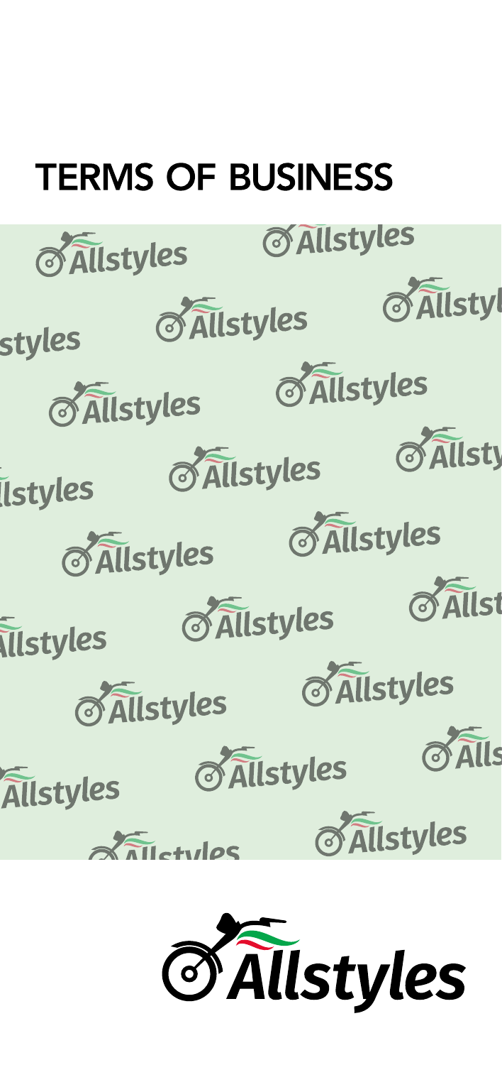# TERMS OF BUSINESS

Allstyles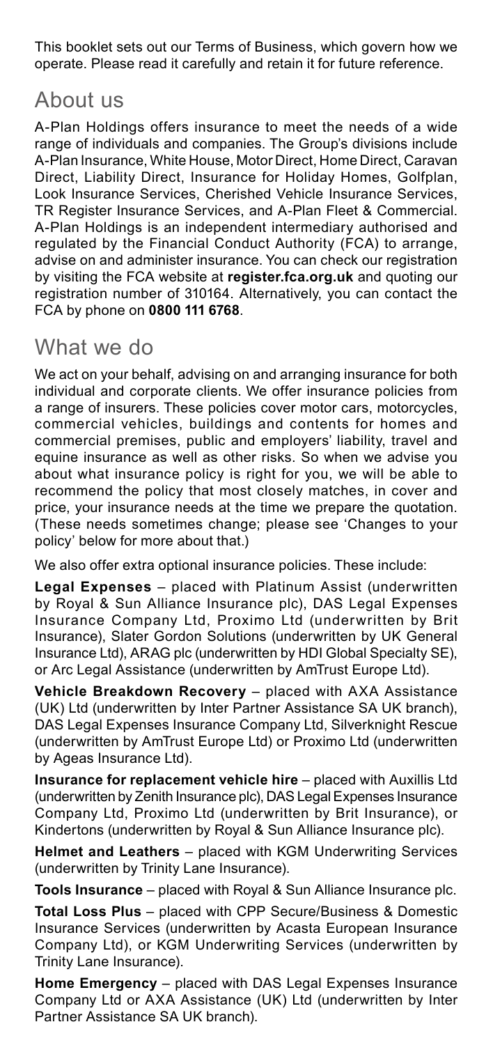This booklet sets out our Terms of Business, which govern how we operate. Please read it carefully and retain it for future reference.

## About us

A-Plan Holdings offers insurance to meet the needs of a wide range of individuals and companies. The Group's divisions include A-Plan Insurance, White House, Motor Direct, Home Direct, Caravan Direct, Liability Direct, Insurance for Holiday Homes, Golfplan, Look Insurance Services, Cherished Vehicle Insurance Services, TR Register Insurance Services, and A-Plan Fleet & Commercial. A-Plan Holdings is an independent intermediary authorised and regulated by the Financial Conduct Authority (FCA) to arrange, advise on and administer insurance. You can check our registration by visiting the FCA website at **register.fca.org.uk** and quoting our registration number of 310164. Alternatively, you can contact the FCA by phone on **0800 111 6768**.

## What we do

We act on your behalf, advising on and arranging insurance for both individual and corporate clients. We offer insurance policies from a range of insurers. These policies cover motor cars, motorcycles, commercial vehicles, buildings and contents for homes and commercial premises, public and employers' liability, travel and equine insurance as well as other risks. So when we advise you about what insurance policy is right for you, we will be able to recommend the policy that most closely matches, in cover and price, your insurance needs at the time we prepare the quotation. (These needs sometimes change; please see 'Changes to your policy' below for more about that.)

We also offer extra optional insurance policies. These include:

**Legal Expenses** – placed with Platinum Assist (underwritten by Royal & Sun Alliance Insurance plc), DAS Legal Expenses Insurance Company Ltd, Proximo Ltd (underwritten by Brit Insurance), Slater Gordon Solutions (underwritten by UK General Insurance Ltd), ARAG plc (underwritten by HDI Global Specialty SE), or Arc Legal Assistance (underwritten by AmTrust Europe Ltd).

**Vehicle Breakdown Recovery** – placed with AXA Assistance (UK) Ltd (underwritten by Inter Partner Assistance SA UK branch), DAS Legal Expenses Insurance Company Ltd, Silverknight Rescue (underwritten by AmTrust Europe Ltd) or Proximo Ltd (underwritten by Ageas Insurance Ltd).

**Insurance for replacement vehicle hire** – placed with Auxillis Ltd (underwritten by Zenith Insurance plc), DAS Legal Expenses Insurance Company Ltd, Proximo Ltd (underwritten by Brit Insurance), or Kindertons (underwritten by Royal & Sun Alliance Insurance plc).

**Helmet and Leathers** – placed with KGM Underwriting Services (underwritten by Trinity Lane Insurance).

**Tools Insurance** – placed with Royal & Sun Alliance Insurance plc.

**Total Loss Plus** – placed with CPP Secure/Business & Domestic Insurance Services (underwritten by Acasta European Insurance Company Ltd), or KGM Underwriting Services (underwritten by Trinity Lane Insurance).

**Home Emergency** – placed with DAS Legal Expenses Insurance Company Ltd or AXA Assistance (UK) Ltd (underwritten by Inter Partner Assistance SA UK branch).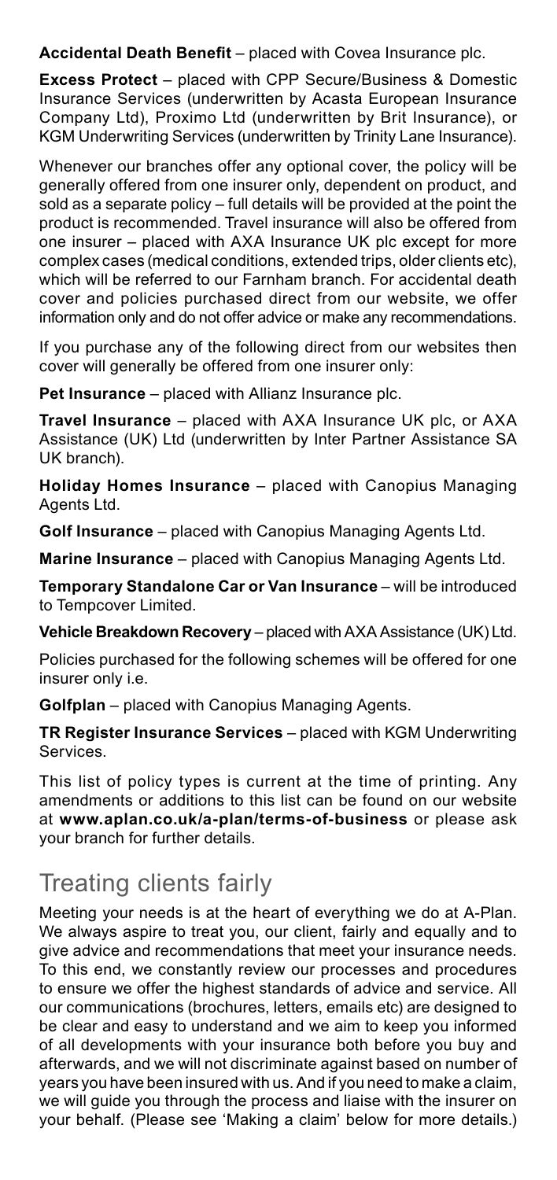**Accidental Death Benefit** – placed with Covea Insurance plc.

**Excess Protect** – placed with CPP Secure/Business & Domestic Insurance Services (underwritten by Acasta European Insurance Company Ltd), Proximo Ltd (underwritten by Brit Insurance), or KGM Underwriting Services (underwritten by Trinity Lane Insurance).

Whenever our branches offer any optional cover, the policy will be generally offered from one insurer only, dependent on product, and sold as a separate policy – full details will be provided at the point the product is recommended. Travel insurance will also be offered from one insurer – placed with AXA Insurance UK plc except for more complex cases (medical conditions, extended trips, older clients etc), which will be referred to our Farnham branch. For accidental death cover and policies purchased direct from our website, we offer information only and do not offer advice or make any recommendations.

If you purchase any of the following direct from our websites then cover will generally be offered from one insurer only:

**Pet Insurance** – placed with Allianz Insurance plc.

**Travel Insurance** – placed with AXA Insurance UK plc, or AXA Assistance (UK) Ltd (underwritten by Inter Partner Assistance SA UK branch).

**Holiday Homes Insurance** – placed with Canopius Managing Agents Ltd.

**Golf Insurance** – placed with Canopius Managing Agents Ltd.

**Marine Insurance** – placed with Canopius Managing Agents Ltd.

**Temporary Standalone Car or Van Insurance** – will be introduced to Tempcover Limited.

**Vehicle Breakdown Recovery** – placed with AXA Assistance (UK) Ltd.

Policies purchased for the following schemes will be offered for one insurer only i.e.

**Golfplan** – placed with Canopius Managing Agents.

**TR Register Insurance Services** – placed with KGM Underwriting Services.

This list of policy types is current at the time of printing. Any amendments or additions to this list can be found on our website at **www.aplan.co.uk/a-plan/terms-of-business** or please ask your branch for further details.

## Treating clients fairly

Meeting your needs is at the heart of everything we do at A-Plan. We always aspire to treat you, our client, fairly and equally and to give advice and recommendations that meet your insurance needs. To this end, we constantly review our processes and procedures to ensure we offer the highest standards of advice and service. All our communications (brochures, letters, emails etc) are designed to be clear and easy to understand and we aim to keep you informed of all developments with your insurance both before you buy and afterwards, and we will not discriminate against based on number of years you have been insured with us. And if you need to make a claim, we will guide you through the process and liaise with the insurer on your behalf. (Please see 'Making a claim' below for more details.)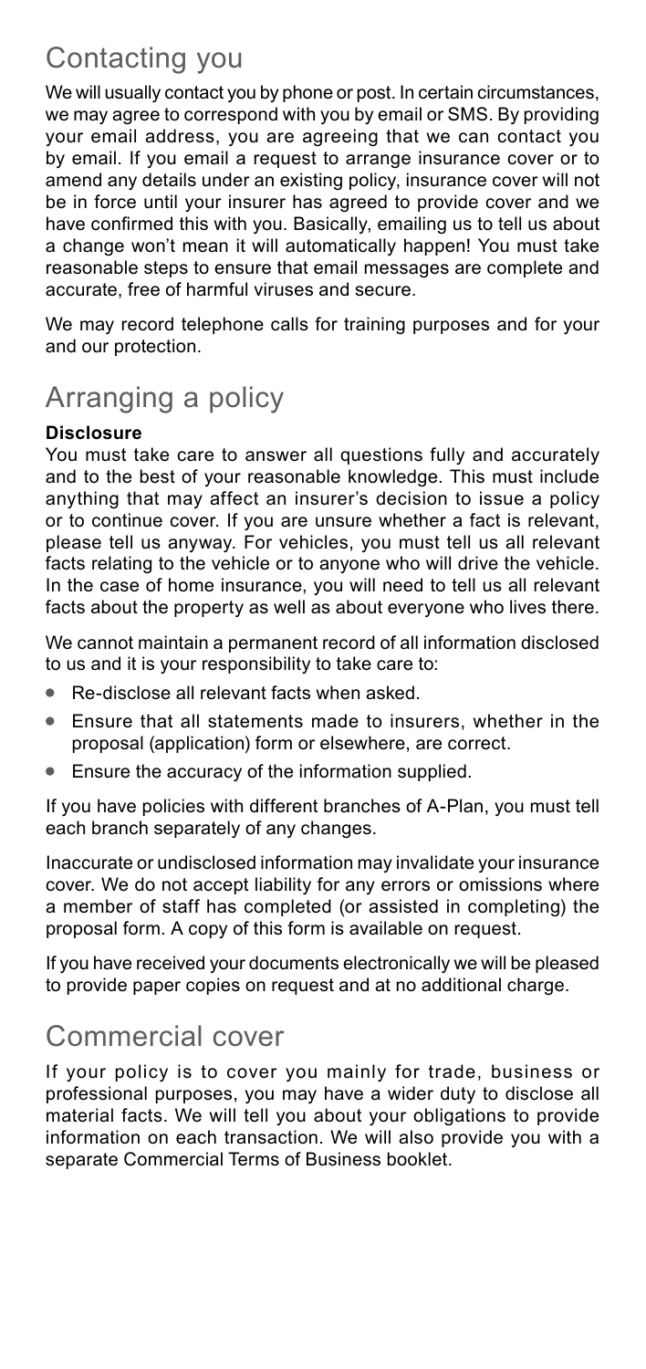## Contacting you

We will usually contact you by phone or post. In certain circumstances, we may agree to correspond with you by email or SMS. By providing your email address, you are agreeing that we can contact you by email. If you email a request to arrange insurance cover or to amend any details under an existing policy, insurance cover will not be in force until your insurer has agreed to provide cover and we have confirmed this with you. Basically, emailing us to tell us about a change won't mean it will automatically happen! You must take reasonable steps to ensure that email messages are complete and accurate, free of harmful viruses and secure.

We may record telephone calls for training purposes and for your and our protection.

## Arranging a policy

**Disclosure**

You must take care to answer all questions fully and accurately and to the best of your reasonable knowledge. This must include anything that may affect an insurer's decision to issue a policy or to continue cover. If you are unsure whether a fact is relevant, please tell us anyway. For vehicles, you must tell us all relevant facts relating to the vehicle or to anyone who will drive the vehicle. In the case of home insurance, you will need to tell us all relevant facts about the property as well as about everyone who lives there.

We cannot maintain a permanent record of all information disclosed to us and it is your responsibility to take care to:

- Re-disclose all relevant facts when asked.
- Ensure that all statements made to insurers, whether in the proposal (application) form or elsewhere, are correct.
- Ensure the accuracy of the information supplied.

If you have policies with different branches of A-Plan, you must tell each branch separately of any changes.

Inaccurate or undisclosed information may invalidate your insurance cover. We do not accept liability for any errors or omissions where a member of staff has completed (or assisted in completing) the proposal form. A copy of this form is available on request.

If you have received your documents electronically we will be pleased to provide paper copies on request and at no additional charge.

## Commercial cover

If your policy is to cover you mainly for trade, business or professional purposes, you may have a wider duty to disclose all material facts. We will tell you about your obligations to provide information on each transaction. We will also provide you with a separate Commercial Terms of Business booklet.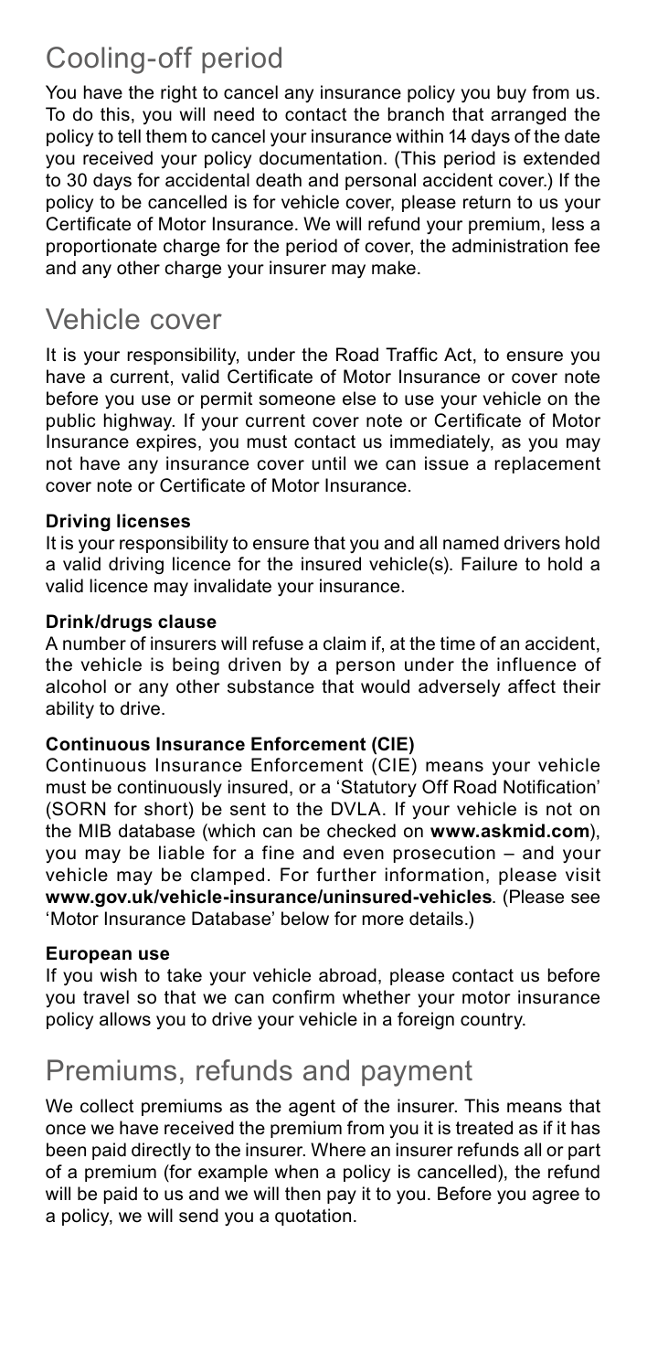## Cooling-off period

You have the right to cancel any insurance policy you buy from us. To do this, you will need to contact the branch that arranged the policy to tell them to cancel your insurance within 14 days of the date you received your policy documentation. (This period is extended to 30 days for accidental death and personal accident cover.) If the policy to be cancelled is for vehicle cover, please return to us your Certificate of Motor Insurance. We will refund your premium, less a proportionate charge for the period of cover, the administration fee and any other charge your insurer may make.

## Vehicle cover

It is your responsibility, under the Road Traffic Act, to ensure you have a current, valid Certificate of Motor Insurance or cover note before you use or permit someone else to use your vehicle on the public highway. If your current cover note or Certificate of Motor Insurance expires, you must contact us immediately, as you may not have any insurance cover until we can issue a replacement cover note or Certificate of Motor Insurance.

**Driving licenses**

It is your responsibility to ensure that you and all named drivers hold a valid driving licence for the insured vehicle(s). Failure to hold a valid licence may invalidate your insurance.

**Drink/drugs clause**

A number of insurers will refuse a claim if, at the time of an accident, the vehicle is being driven by a person under the influence of alcohol or any other substance that would adversely affect their ability to drive.

**Continuous Insurance Enforcement (CIE)**

Continuous Insurance Enforcement (CIE) means your vehicle must be continuously insured, or a 'Statutory Off Road Notification' (SORN for short) be sent to the DVLA. If your vehicle is not on the MIB database (which can be checked on **www.askmid.com**), you may be liable for a fine and even prosecution – and your vehicle may be clamped. For further information, please visit **www.gov.uk/vehicle-insurance/uninsured-vehicles**. (Please see 'Motor Insurance Database' below for more details.)

**European use**

If you wish to take your vehicle abroad, please contact us before you travel so that we can confirm whether your motor insurance policy allows you to drive your vehicle in a foreign country.

## Premiums, refunds and payment

We collect premiums as the agent of the insurer. This means that once we have received the premium from you it is treated as if it has been paid directly to the insurer. Where an insurer refunds all or part of a premium (for example when a policy is cancelled), the refund will be paid to us and we will then pay it to you. Before you agree to a policy, we will send you a quotation.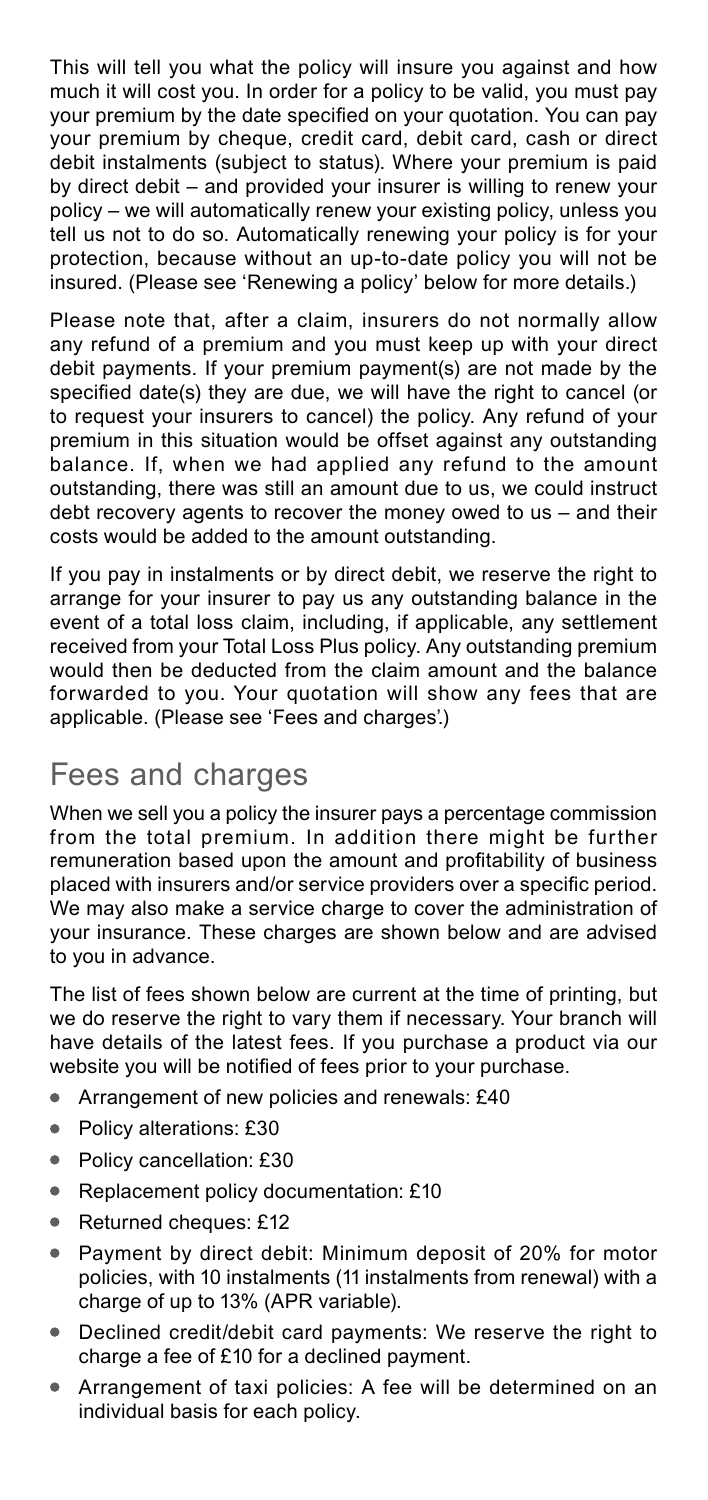This will tell you what the policy will insure you against and how much it will cost you. In order for a policy to be valid, you must pay your premium by the date specified on your quotation. You can pay your premium by cheque, credit card, debit card, cash or direct debit instalments (subject to status). Where your premium is paid by direct debit – and provided your insurer is willing to renew your policy – we will automatically renew your existing policy, unless you tell us not to do so. Automatically renewing your policy is for your protection, because without an up-to-date policy you will not be insured. (Please see 'Renewing a policy' below for more details.)

Please note that, after a claim, insurers do not normally allow any refund of a premium and you must keep up with your direct debit payments. If your premium payment(s) are not made by the specified date(s) they are due, we will have the right to cancel (or to request your insurers to cancel) the policy. Any refund of your premium in this situation would be offset against any outstanding balance. If, when we had applied any refund to the amount outstanding, there was still an amount due to us, we could instruct debt recovery agents to recover the money owed to us – and their costs would be added to the amount outstanding.

If you pay in instalments or by direct debit, we reserve the right to arrange for your insurer to pay us any outstanding balance in the event of a total loss claim, including, if applicable, any settlement received from your Total Loss Plus policy. Any outstanding premium would then be deducted from the claim amount and the balance forwarded to you. Your quotation will show any fees that are applicable. (Please see 'Fees and charges'.)

## Fees and charges

When we sell you a policy the insurer pays a percentage commission from the total premium. In addition there might be further remuneration based upon the amount and profitability of business placed with insurers and/or service providers over a specific period. We may also make a service charge to cover the administration of your insurance. These charges are shown below and are advised to you in advance.

The list of fees shown below are current at the time of printing, but we do reserve the right to vary them if necessary. Your branch will have details of the latest fees. If you purchase a product via our website you will be notified of fees prior to your purchase.

- Arrangement of new policies and renewals: £40
- Policy alterations: £30
- Policy cancellation: £30
- Replacement policy documentation: £10
- Returned cheques: £12
- Payment by direct debit: Minimum deposit of 20% for motor policies, with 10 instalments (11 instalments from renewal) with a charge of up to 13% (APR variable).
- Declined credit/debit card payments: We reserve the right to charge a fee of £10 for a declined payment.
- Arrangement of taxi policies: A fee will be determined on an individual basis for each policy.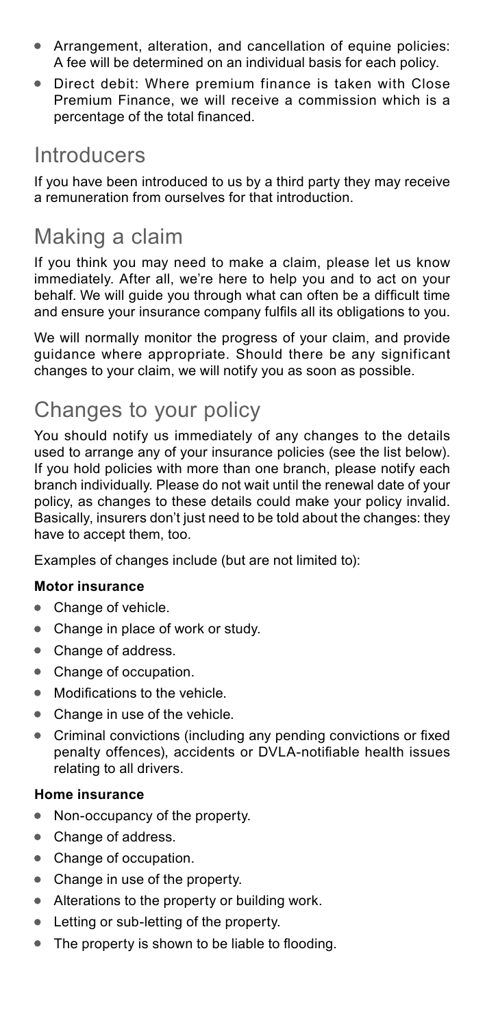- Arrangement, alteration, and cancellation of equine policies: A fee will be determined on an individual basis for each policy.
- Direct debit: Where premium finance is taken with Close Premium Finance, we will receive a commission which is a percentage of the total financed.

## Introducers

If you have been introduced to us by a third party they may receive a remuneration from ourselves for that introduction.

## Making a claim

If you think you may need to make a claim, please let us know immediately. After all, we're here to help you and to act on your behalf. We will guide you through what can often be a difficult time and ensure your insurance company fulfils all its obligations to you.

We will normally monitor the progress of your claim, and provide guidance where appropriate. Should there be any significant changes to your claim, we will notify you as soon as possible.

## Changes to your policy

You should notify us immediately of any changes to the details used to arrange any of your insurance policies (see the list below). If you hold policies with more than one branch, please notify each branch individually. Please do not wait until the renewal date of your policy, as changes to these details could make your policy invalid. Basically, insurers don't just need to be told about the changes: they have to accept them, too.

Examples of changes include (but are not limited to):

**Motor insurance**

- Change of vehicle.
- Change in place of work or study.
- Change of address.
- Change of occupation.
- Modifications to the vehicle.
- Change in use of the vehicle.
- Criminal convictions (including any pending convictions or fixed penalty offences), accidents or DVLA-notifiable health issues relating to all drivers.

**Home insurance**

- Non-occupancy of the property.
- Change of address.
- Change of occupation.
- Change in use of the property.
- Alterations to the property or building work.
- Letting or sub-letting of the property.
- The property is shown to be liable to flooding.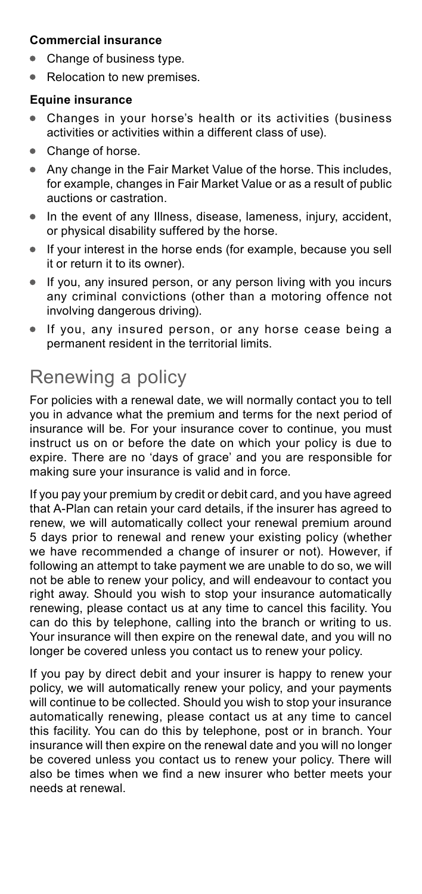**Commercial insurance**

- Change of business type.
- Relocation to new premises.

**Equine insurance**

- Changes in your horse's health or its activities (business activities or activities within a different class of use).
- Change of horse.
- Any change in the Fair Market Value of the horse. This includes, for example, changes in Fair Market Value or as a result of public auctions or castration.
- In the event of any Illness, disease, lameness, injury, accident, or physical disability suffered by the horse.
- If your interest in the horse ends (for example, because you sell it or return it to its owner).
- If you, any insured person, or any person living with you incurs any criminal convictions (other than a motoring offence not involving dangerous driving).
- If you, any insured person, or any horse cease being a permanent resident in the territorial limits.

# Renewing a policy

For policies with a renewal date, we will normally contact you to tell you in advance what the premium and terms for the next period of insurance will be. For your insurance cover to continue, you must instruct us on or before the date on which your policy is due to expire. There are no 'days of grace' and you are responsible for making sure your insurance is valid and in force.

If you pay your premium by credit or debit card, and you have agreed that A-Plan can retain your card details, if the insurer has agreed to renew, we will automatically collect your renewal premium around 5 days prior to renewal and renew your existing policy (whether we have recommended a change of insurer or not). However, if following an attempt to take payment we are unable to do so, we will not be able to renew your policy, and will endeavour to contact you right away. Should you wish to stop your insurance automatically renewing, please contact us at any time to cancel this facility. You can do this by telephone, calling into the branch or writing to us. Your insurance will then expire on the renewal date, and you will no longer be covered unless you contact us to renew your policy.

If you pay by direct debit and your insurer is happy to renew your policy, we will automatically renew your policy, and your payments will continue to be collected. Should you wish to stop your insurance automatically renewing, please contact us at any time to cancel this facility. You can do this by telephone, post or in branch. Your insurance will then expire on the renewal date and you will no longer be covered unless you contact us to renew your policy. There will also be times when we find a new insurer who better meets your needs at renewal.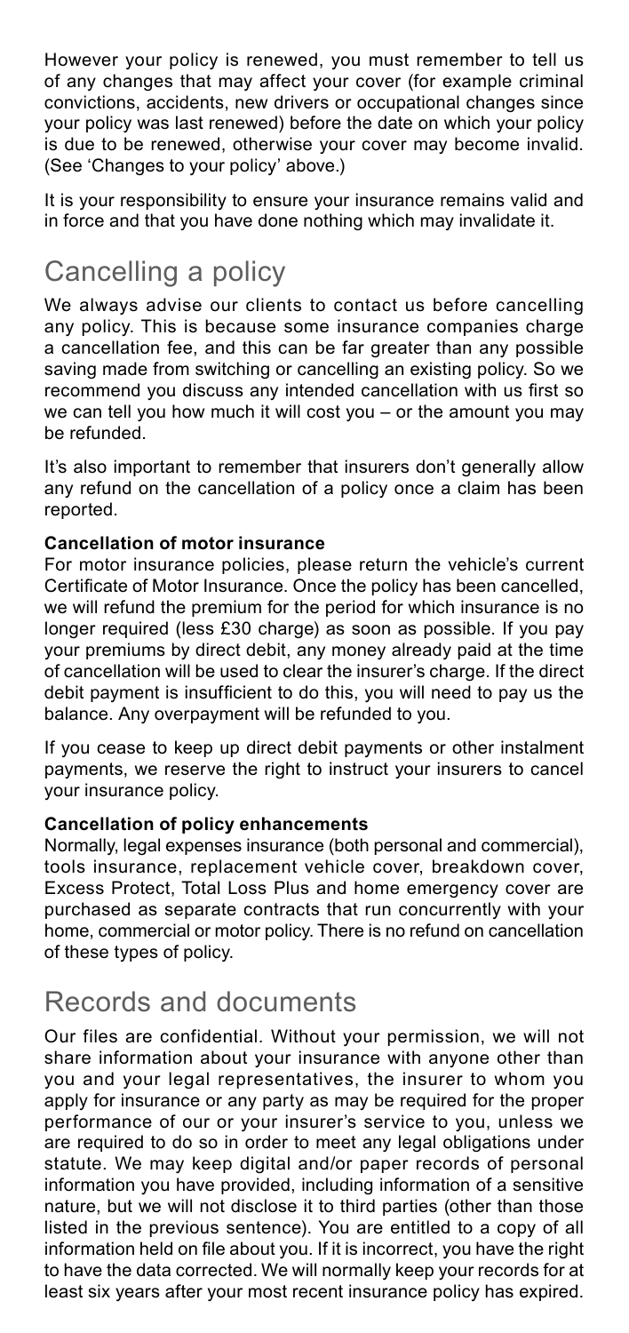However your policy is renewed, you must remember to tell us of any changes that may affect your cover (for example criminal convictions, accidents, new drivers or occupational changes since your policy was last renewed) before the date on which your policy is due to be renewed, otherwise your cover may become invalid. (See 'Changes to your policy' above.)

It is your responsibility to ensure your insurance remains valid and in force and that you have done nothing which may invalidate it.

## Cancelling a policy

We always advise our clients to contact us before cancelling any policy. This is because some insurance companies charge a cancellation fee, and this can be far greater than any possible saving made from switching or cancelling an existing policy. So we recommend you discuss any intended cancellation with us first so we can tell you how much it will cost you – or the amount you may be refunded.

It's also important to remember that insurers don't generally allow any refund on the cancellation of a policy once a claim has been reported.

**Cancellation of motor insurance**

For motor insurance policies, please return the vehicle's current Certificate of Motor Insurance. Once the policy has been cancelled, we will refund the premium for the period for which insurance is no longer required (less £30 charge) as soon as possible. If you pay your premiums by direct debit, any money already paid at the time of cancellation will be used to clear the insurer's charge. If the direct debit payment is insufficient to do this, you will need to pay us the balance. Any overpayment will be refunded to you.

If you cease to keep up direct debit payments or other instalment payments, we reserve the right to instruct your insurers to cancel your insurance policy.

**Cancellation of policy enhancements**

Normally, legal expenses insurance (both personal and commercial), tools insurance, replacement vehicle cover, breakdown cover, Excess Protect, Total Loss Plus and home emergency cover are purchased as separate contracts that run concurrently with your home, commercial or motor policy. There is no refund on cancellation of these types of policy.

## Records and documents

Our files are confidential. Without your permission, we will not share information about your insurance with anyone other than you and your legal representatives, the insurer to whom you apply for insurance or any party as may be required for the proper performance of our or your insurer's service to you, unless we are required to do so in order to meet any legal obligations under statute. We may keep digital and/or paper records of personal information you have provided, including information of a sensitive nature, but we will not disclose it to third parties (other than those listed in the previous sentence). You are entitled to a copy of all information held on file about you. If it is incorrect, you have the right to have the data corrected. We will normally keep your records for at least six years after your most recent insurance policy has expired.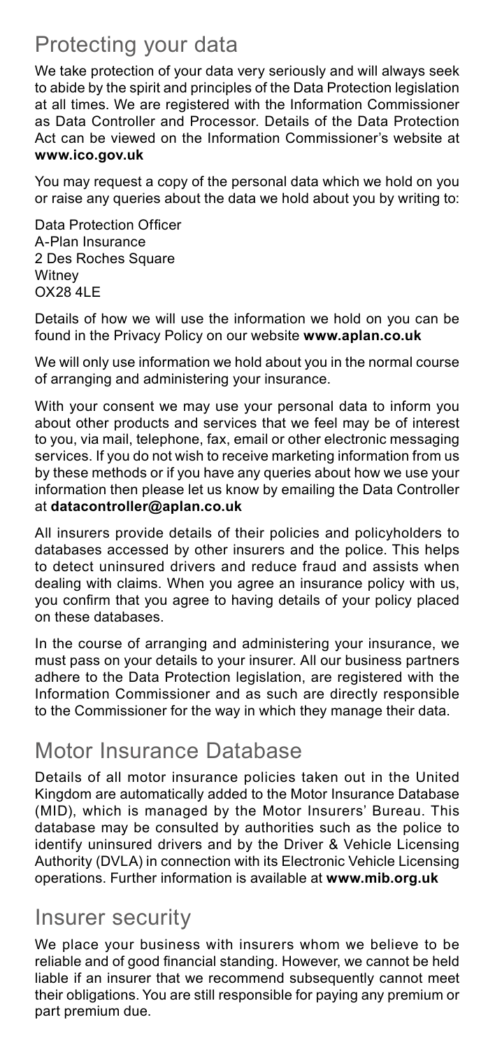## Protecting your data

We take protection of your data very seriously and will always seek to abide by the spirit and principles of the Data Protection legislation at all times. We are registered with the Information Commissioner as Data Controller and Processor. Details of the Data Protection Act can be viewed on the Information Commissioner's website at **www.ico.gov.uk**

You may request a copy of the personal data which we hold on you or raise any queries about the data we hold about you by writing to:

Data Protection Officer
A-Plan Insurance
2 Des Roches Square
Witney
OX28 4LE

Details of how we will use the information we hold on you can be found in the Privacy Policy on our website **www.aplan.co.uk**

We will only use information we hold about you in the normal course of arranging and administering your insurance.

With your consent we may use your personal data to inform you about other products and services that we feel may be of interest to you, via mail, telephone, fax, email or other electronic messaging services. If you do not wish to receive marketing information from us by these methods or if you have any queries about how we use your information then please let us know by emailing the Data Controller at **datacontroller@aplan.co.uk**

All insurers provide details of their policies and policyholders to databases accessed by other insurers and the police. This helps to detect uninsured drivers and reduce fraud and assists when dealing with claims. When you agree an insurance policy with us, you confirm that you agree to having details of your policy placed on these databases.

In the course of arranging and administering your insurance, we must pass on your details to your insurer. All our business partners adhere to the Data Protection legislation, are registered with the Information Commissioner and as such are directly responsible to the Commissioner for the way in which they manage their data.

## Motor Insurance Database

Details of all motor insurance policies taken out in the United Kingdom are automatically added to the Motor Insurance Database (MID), which is managed by the Motor Insurers' Bureau. This database may be consulted by authorities such as the police to identify uninsured drivers and by the Driver & Vehicle Licensing Authority (DVLA) in connection with its Electronic Vehicle Licensing operations. Further information is available at **www.mib.org.uk**

## Insurer security

We place your business with insurers whom we believe to be reliable and of good financial standing. However, we cannot be held liable if an insurer that we recommend subsequently cannot meet their obligations. You are still responsible for paying any premium or part premium due.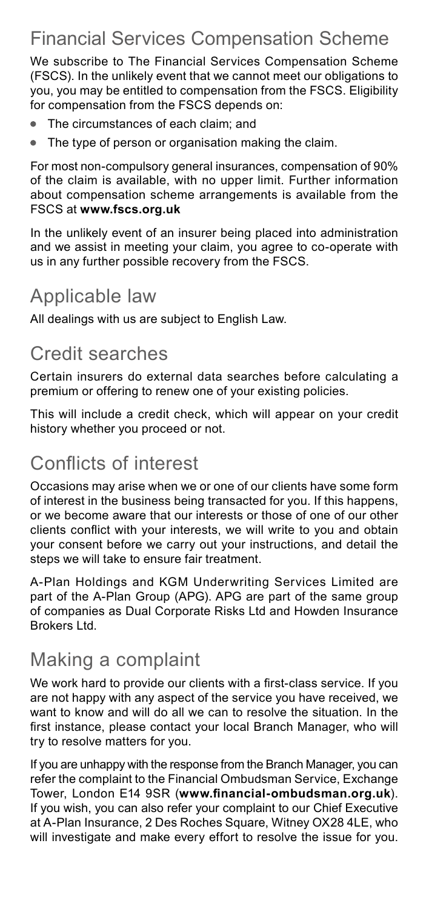## Financial Services Compensation Scheme

We subscribe to The Financial Services Compensation Scheme (FSCS). In the unlikely event that we cannot meet our obligations to you, you may be entitled to compensation from the FSCS. Eligibility for compensation from the FSCS depends on:

- The circumstances of each claim; and
- The type of person or organisation making the claim.

For most non-compulsory general insurances, compensation of 90% of the claim is available, with no upper limit. Further information about compensation scheme arrangements is available from the FSCS at **www.fscs.org.uk**

In the unlikely event of an insurer being placed into administration and we assist in meeting your claim, you agree to co-operate with us in any further possible recovery from the FSCS.

## Applicable law

All dealings with us are subject to English Law.

## Credit searches

Certain insurers do external data searches before calculating a premium or offering to renew one of your existing policies.

This will include a credit check, which will appear on your credit history whether you proceed or not.

## Conflicts of interest

Occasions may arise when we or one of our clients have some form of interest in the business being transacted for you. If this happens, or we become aware that our interests or those of one of our other clients conflict with your interests, we will write to you and obtain your consent before we carry out your instructions, and detail the steps we will take to ensure fair treatment.

A-Plan Holdings and KGM Underwriting Services Limited are part of the A-Plan Group (APG). APG are part of the same group of companies as Dual Corporate Risks Ltd and Howden Insurance Brokers Ltd.

## Making a complaint

We work hard to provide our clients with a first-class service. If you are not happy with any aspect of the service you have received, we want to know and will do all we can to resolve the situation. In the first instance, please contact your local Branch Manager, who will try to resolve matters for you.

If you are unhappy with the response from the Branch Manager, you can refer the complaint to the Financial Ombudsman Service, Exchange Tower, London E14 9SR (**www.financial-ombudsman.org.uk**). If you wish, you can also refer your complaint to our Chief Executive at A-Plan Insurance, 2 Des Roches Square, Witney OX28 4LE, who will investigate and make every effort to resolve the issue for you.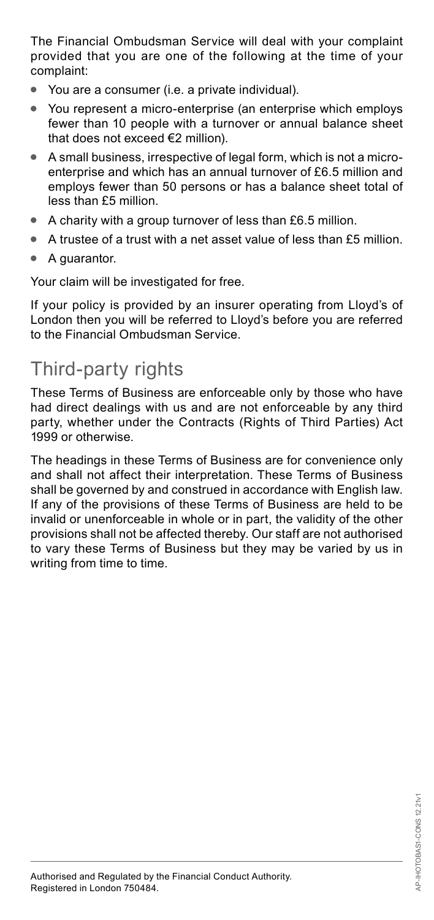The Financial Ombudsman Service will deal with your complaint provided that you are one of the following at the time of your complaint:

- You are a consumer (i.e. a private individual).
- You represent a micro-enterprise (an enterprise which employs fewer than 10 people with a turnover or annual balance sheet that does not exceed €2 million).
- A small business, irrespective of legal form, which is not a micro-enterprise and which has an annual turnover of £6.5 million and employs fewer than 50 persons or has a balance sheet total of less than £5 million.
- A charity with a group turnover of less than £6.5 million.
- A trustee of a trust with a net asset value of less than £5 million.
- A guarantor.

Your claim will be investigated for free.

If your policy is provided by an insurer operating from Lloyd's of London then you will be referred to Lloyd's before you are referred to the Financial Ombudsman Service.

## Third-party rights

These Terms of Business are enforceable only by those who have had direct dealings with us and are not enforceable by any third party, whether under the Contracts (Rights of Third Parties) Act 1999 or otherwise.

The headings in these Terms of Business are for convenience only and shall not affect their interpretation. These Terms of Business shall be governed by and construed in accordance with English law. If any of the provisions of these Terms of Business are held to be invalid or unenforceable in whole or in part, the validity of the other provisions shall not be affected thereby. Our staff are not authorised to vary these Terms of Business but they may be varied by us in writing from time to time.

AP-IHOTOBAS1-CONS 12.21v1

Authorised and Regulated by the Financial Conduct Authority.
Registered in London 750484.